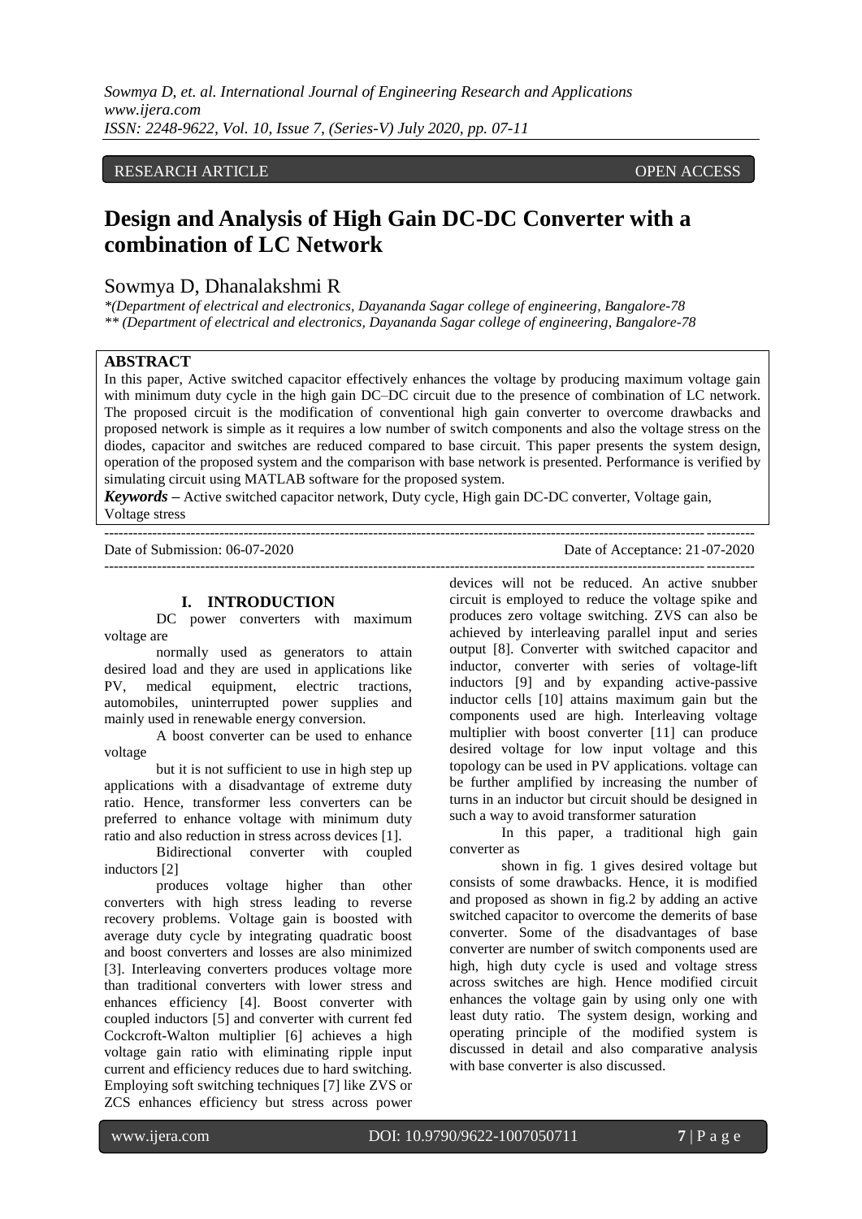RESEARCH ARTICLE OPEN ACCESS

# Design and Analysis of High Gain DC-DC Converter with a combination of LC Network

Sowmya D, Dhanalakshmi R

*(Department of electrical and electronics, Dayananda Sagar college of engineering, Bangalore-78

** (Department of electrical and electronics, Dayananda Sagar college of engineering, Bangalore-78

## ABSTRACT

In this paper, Active switched capacitor effectively enhances the voltage by producing maximum voltage gain with minimum duty cycle in the high gain DC–DC circuit due to the presence of combination of LC network. The proposed circuit is the modification of conventional high gain converter to overcome drawbacks and proposed network is simple as it requires a low number of switch components and also the voltage stress on the diodes, capacitor and switches are reduced compared to base circuit. This paper presents the system design, operation of the proposed system and the comparison with base network is presented. Performance is verified by simulating circuit using MATLAB software for the proposed system.

***Keywords*** **–** Active switched capacitor network, Duty cycle, High gain DC-DC converter, Voltage gain, Voltage stress

Date of Submission: 06-07-2020 Date of Acceptance: 21-07-2020

## I. INTRODUCTION

DC power converters with maximum voltage are normally used as generators to attain desired load and they are used in applications like PV, medical equipment, electric tractions, automobiles, uninterrupted power supplies and mainly used in renewable energy conversion.

A boost converter can be used to enhance voltage but it is not sufficient to use in high step up applications with a disadvantage of extreme duty ratio. Hence, transformer less converters can be preferred to enhance voltage with minimum duty ratio and also reduction in stress across devices [1].

Bidirectional converter with coupled inductors [2] produces voltage higher than other converters with high stress leading to reverse recovery problems. Voltage gain is boosted with average duty cycle by integrating quadratic boost and boost converters and losses are also minimized [3]. Interleaving converters produces voltage more than traditional converters with lower stress and enhances efficiency [4]. Boost converter with coupled inductors [5] and converter with current fed Cockcroft-Walton multiplier [6] achieves a high voltage gain ratio with eliminating ripple input current and efficiency reduces due to hard switching. Employing soft switching techniques [7] like ZVS or ZCS enhances efficiency but stress across power devices will not be reduced. An active snubber circuit is employed to reduce the voltage spike and produces zero voltage switching. ZVS can also be achieved by interleaving parallel input and series output [8]. Converter with switched capacitor and inductor, converter with series of voltage-lift inductors [9] and by expanding active-passive inductor cells [10] attains maximum gain but the components used are high. Interleaving voltage multiplier with boost converter [11] can produce desired voltage for low input voltage and this topology can be used in PV applications. voltage can be further amplified by increasing the number of turns in an inductor but circuit should be designed in such a way to avoid transformer saturation

In this paper, a traditional high gain converter as shown in fig. 1 gives desired voltage but consists of some drawbacks. Hence, it is modified and proposed as shown in fig.2 by adding an active switched capacitor to overcome the demerits of base converter. Some of the disadvantages of base converter are number of switch components used are high, high duty cycle is used and voltage stress across switches are high. Hence modified circuit enhances the voltage gain by using only one with least duty ratio. The system design, working and operating principle of the modified system is discussed in detail and also comparative analysis with base converter is also discussed.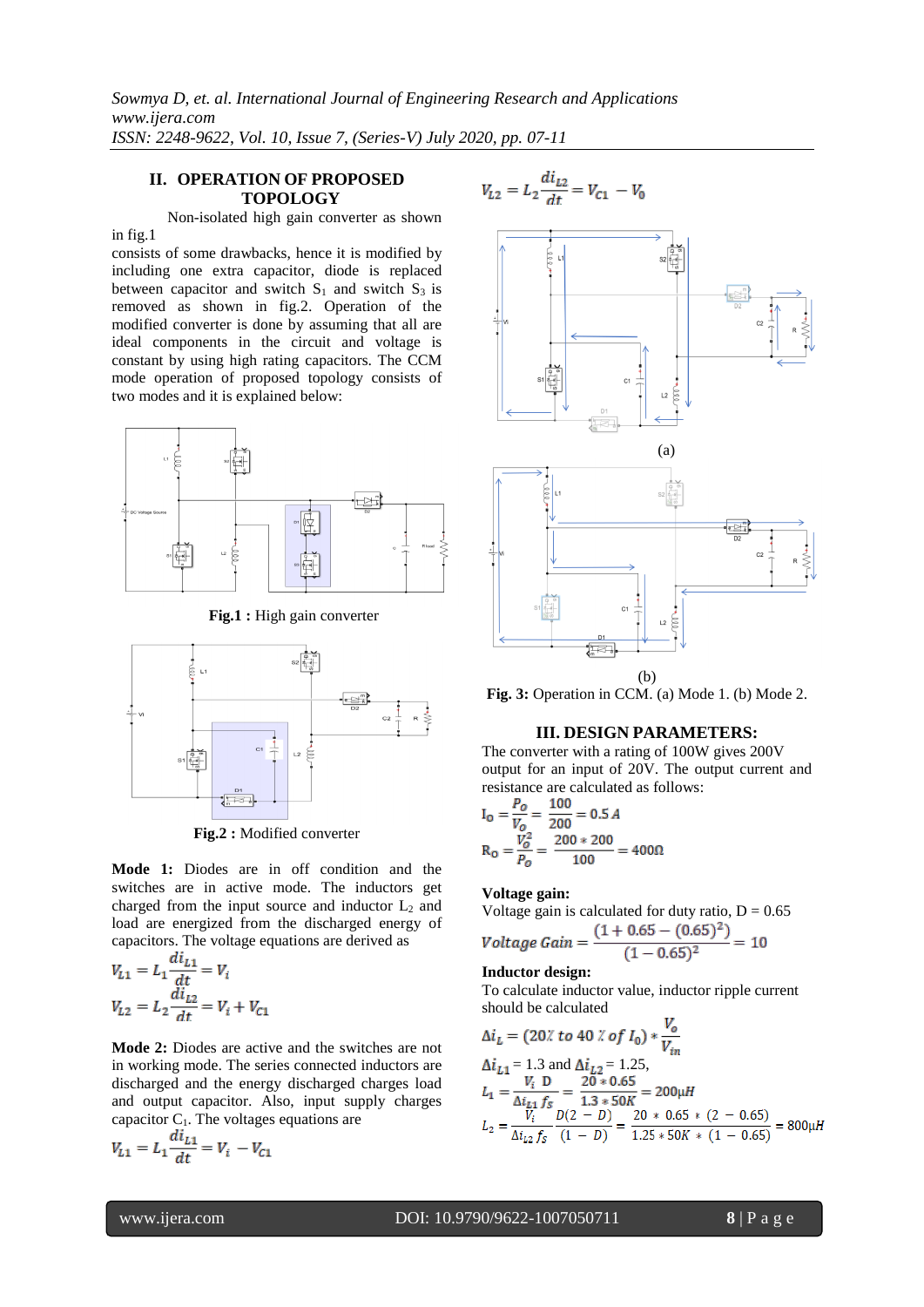## II. OPERATION OF PROPOSED TOPOLOGY

Non-isolated high gain converter as shown in fig.1 consists of some drawbacks, hence it is modified by including one extra capacitor, diode is replaced between capacitor and switch $S_1$ and switch $S_3$ is removed as shown in fig.2. Operation of the modified converter is done by assuming that all are ideal components in the circuit and voltage is constant by using high rating capacitors. The CCM mode operation of proposed topology consists of two modes and it is explained below:

**Fig.1 :** High gain converter

**Fig.2 :** Modified converter

**Mode 1:** Diodes are in off condition and the switches are in active mode. The inductors get charged from the input source and inductor $L_2$ and load are energized from the discharged energy of capacitors. The voltage equations are derived as

$$V_{L1} = L_1\frac{di_{L1}}{dt} = V_i$$

$$V_{L2} = L_2\frac{di_{L2}}{dt} = V_i + V_{C1}$$

**Mode 2:** Diodes are active and the switches are not in working mode. The series connected inductors are discharged and the energy discharged charges load and output capacitor. Also, input supply charges capacitor $C_1$. The voltages equations are

$$V_{L1} = L_1\frac{di_{L1}}{dt} = V_i - V_{C1}$$

$$V_{L2} = L_2\frac{di_{L2}}{dt} = V_{C1} - V_0$$

(a)

(b)

**Fig. 3:** Operation in CCM. (a) Mode 1. (b) Mode 2.

## III. DESIGN PARAMETERS:

The converter with a rating of 100W gives 200V output for an input of 20V. The output current and resistance are calculated as follows:

$$I_0 = \frac{P_O}{V_O} = \frac{100}{200} = 0.5\,A$$

$$R_0 = \frac{V_O^2}{P_O} = \frac{200 * 200}{100} = 400\Omega$$

**Voltage gain:**

Voltage gain is calculated for duty ratio, D = 0.65

$$Voltage\ Gain = \frac{(1 + 0.65 - (0.65)^2)}{(1 - 0.65)^2} = 10$$

**Inductor design:**

To calculate inductor value, inductor ripple current should be calculated

$$\Delta i_L = (20\%\ to\ 40\ \%\ of\ I_0) * \frac{V_o}{V_{in}}$$

$\Delta i_{L1}$ = 1.3 and $\Delta i_{L2}$ = 1.25,

$$L_1 = \frac{V_i\ D}{\Delta i_{L1}\ f_S} = \frac{20 * 0.65}{1.3 * 50K} = 200\mu H$$

$$L_2 = \frac{V_i}{\Delta i_{L2}\ f_S}\frac{D(2 - D)}{(1 - D)} = \frac{20 * 0.65 * (2 - 0.65)}{1.25 * 50K * (1 - 0.65)} = 800\mu H$$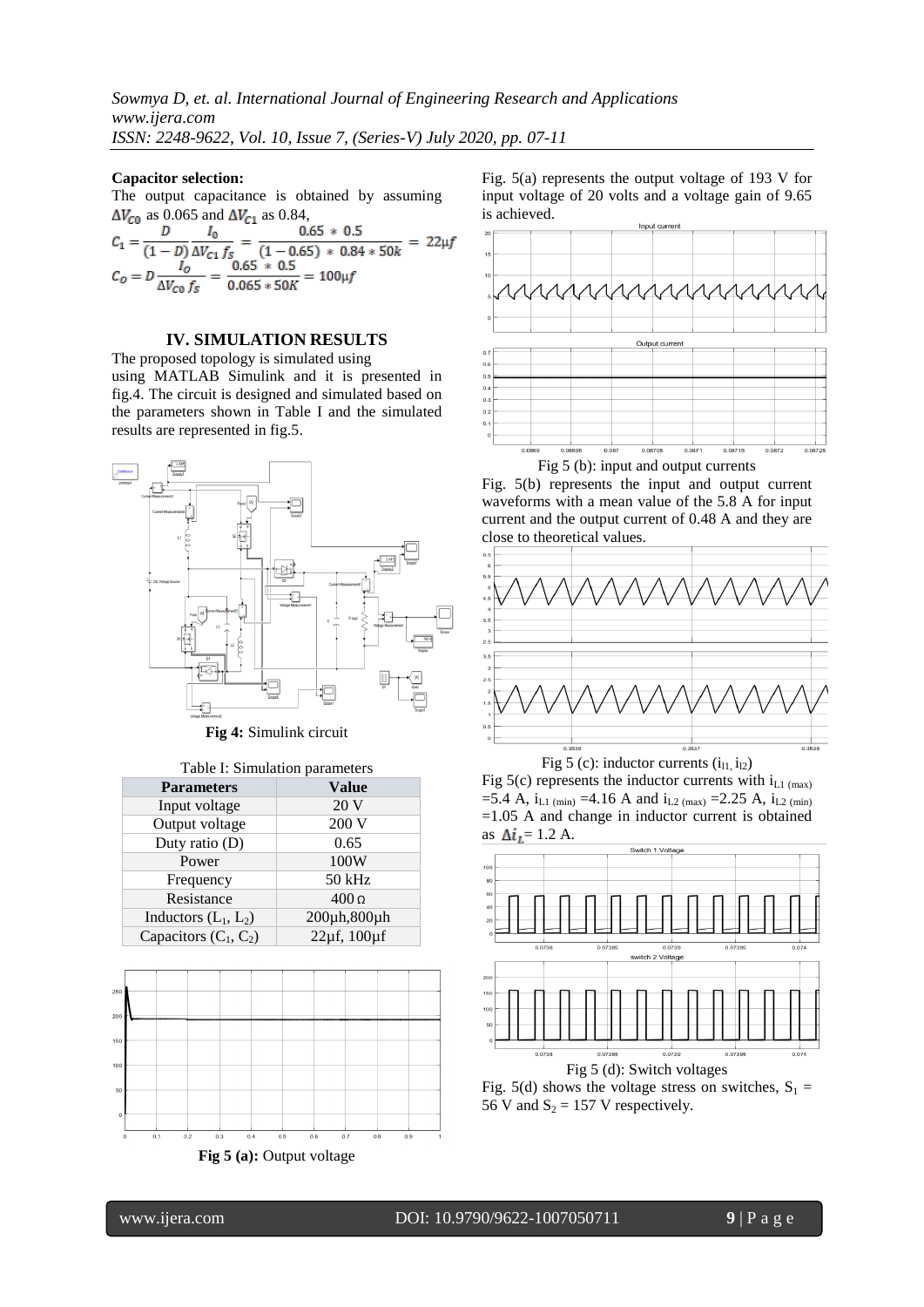**Capacitor selection:**

The output capacitance is obtained by assuming $\Delta V_{C0}$ as 0.065 and $\Delta V_{C1}$ as 0.84,

$$C_1 = \frac{D}{(1-D)}\frac{I_0}{\Delta V_{C1}\, f_S} = \frac{0.65 * 0.5}{(1-0.65) * 0.84 * 50k} = 22\mu f$$

$$C_O = D\frac{I_O}{\Delta V_{CO}\, f_S} = \frac{0.65 * 0.5}{0.065 * 50K} = 100\mu f$$

## IV. SIMULATION RESULTS

The proposed topology is simulated using using MATLAB Simulink and it is presented in fig.4. The circuit is designed and simulated based on the parameters shown in Table I and the simulated results are represented in fig.5.

**Fig 4:** Simulink circuit

Table I: Simulation parameters

| Parameters | Value |
| --- | --- |
| Input voltage | 20 V |
| Output voltage | 200 V |
| Duty ratio (D) | 0.65 |
| Power | 100W |
| Frequency | 50 kHz |
| Resistance | 400 Ω |
| Inductors ($L_1$, $L_2$) | 200μh,800μh |
| Capacitors ($C_1$, $C_2$) | 22μf, 100μf |

**Fig 5 (a):** Output voltage

Fig. 5(a) represents the output voltage of 193 V for input voltage of 20 volts and a voltage gain of 9.65 is achieved.

Fig 5 (b): input and output currents

Fig. 5(b) represents the input and output current waveforms with a mean value of the 5.8 A for input current and the output current of 0.48 A and they are close to theoretical values.

Fig 5 (c): inductor currents ($i_{l1}$, $i_{l2}$)

Fig 5(c) represents the inductor currents with $i_{L1\,(max)}$ =5.4 A, $i_{L1\,(min)}$ =4.16 A and $i_{L2\,(max)}$ =2.25 A, $i_{L2\,(min)}$ =1.05 A and change in inductor current is obtained as $\Delta i_L$= 1.2 A.

Fig 5 (d): Switch voltages

Fig. 5(d) shows the voltage stress on switches, $S_1$ = 56 V and $S_2$ = 157 V respectively.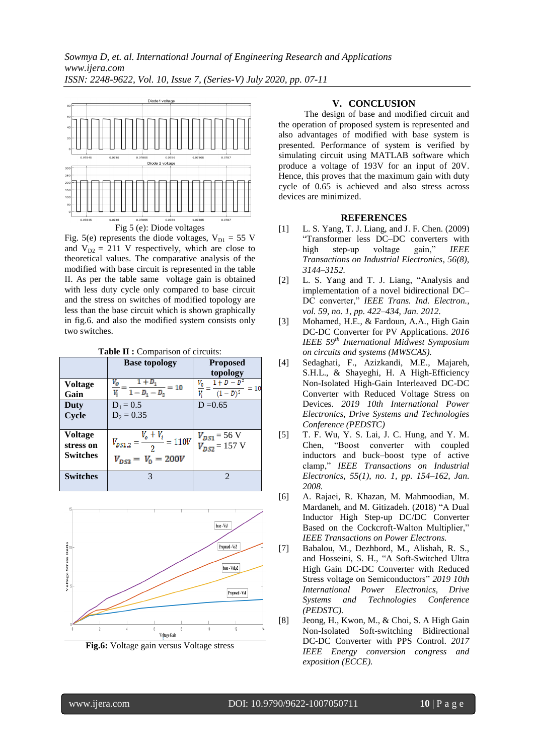Fig 5 (e): Diode voltages

Fig. 5(e) represents the diode voltages, $V_{D1}$ = 55 V and $V_{D2}$ = 211 V respectively, which are close to theoretical values. The comparative analysis of the modified with base circuit is represented in the table II. As per the table same voltage gain is obtained with less duty cycle only compared to base circuit and the stress on switches of modified topology are less than the base circuit which is shown graphically in fig.6. and also the modified system consists only two switches.

**Table II :** Comparison of circuits:

| | Base topology | Proposed topology |
|---|---|---|
| **Voltage Gain** | $\frac{V_0}{V_i} = \frac{1+D_1}{1-D_1-D_2} = 10$ | $\frac{V_0}{V_i} = \frac{1+D-D^2}{(1-D)^2} = 10$ |
| **Duty Cycle** | $D_1 = 0.5$<br>$D_2 = 0.35$ | D =0.65 |
| **Voltage stress on Switches** | $V_{DS1,2} = \frac{V_o + V_i}{2} = 110V$<br>$V_{DS3} = V_0 = 200V$ | $V_{DS1}$ = 56 V<br>$V_{DS2}$ = 157 V |
| **Switches** | 3 | 2 |

**Fig.6:** Voltage gain versus Voltage stress

## V. CONCLUSION

The design of base and modified circuit and the operation of proposed system is represented and also advantages of modified with base system is presented. Performance of system is verified by simulating circuit using MATLAB software which produce a voltage of 193V for an input of 20V. Hence, this proves that the maximum gain with duty cycle of 0.65 is achieved and also stress across devices are minimized.

## REFERENCES

[1] L. S. Yang, T. J. Liang, and J. F. Chen. (2009) "Transformer less DC–DC converters with high step-up voltage gain," *IEEE Transactions on Industrial Electronics, 56(8), 3144–3152.*

[2] L. S. Yang and T. J. Liang, "Analysis and implementation of a novel bidirectional DC–DC converter," *IEEE Trans. Ind. Electron., vol. 59, no. 1, pp. 422–434, Jan. 2012.*

[3] Mohamed, H.E., & Fardoun, A.A., High Gain DC-DC Converter for PV Applications. *2016 IEEE 59th International Midwest Symposium on circuits and systems (MWSCAS).*

[4] Sedaghati, F., Azizkandi, M.E., Majareh, S.H.L., & Shayeghi, H. A High-Efficiency Non-Isolated High-Gain Interleaved DC-DC Converter with Reduced Voltage Stress on Devices. *2019 10th International Power Electronics, Drive Systems and Technologies Conference (PEDSTC)*

[5] T. F. Wu, Y. S. Lai, J. C. Hung, and Y. M. Chen, "Boost converter with coupled inductors and buck–boost type of active clamp," *IEEE Transactions on Industrial Electronics, 55(1), no. 1, pp. 154–162, Jan. 2008.*

[6] A. Rajaei, R. Khazan, M. Mahmoodian, M. Mardaneh, and M. Gitizadeh. (2018) "A Dual Inductor High Step-Up DC/DC Converter Based on the Cockcroft-Walton Multiplier," *IEEE Transactions on Power Electronics.*

[7] Babalou, M., Dezhbord, M., Alishah, R. S., and Hosseini, S. H., "A Soft-Switched Ultra High Gain DC-DC Converter with Reduced Stress voltage on Semiconductors" *2019 10th International Power Electronics, Drive Systems and Technologies Conference (PEDSTC).*

[8] Jeong, H., Kwon, M., & Choi, S. A High Gain Non-Isolated Soft-switching Bidirectional DC-DC Converter with PPS Control. *2017 IEEE Energy conversion congress and exposition (ECCE).*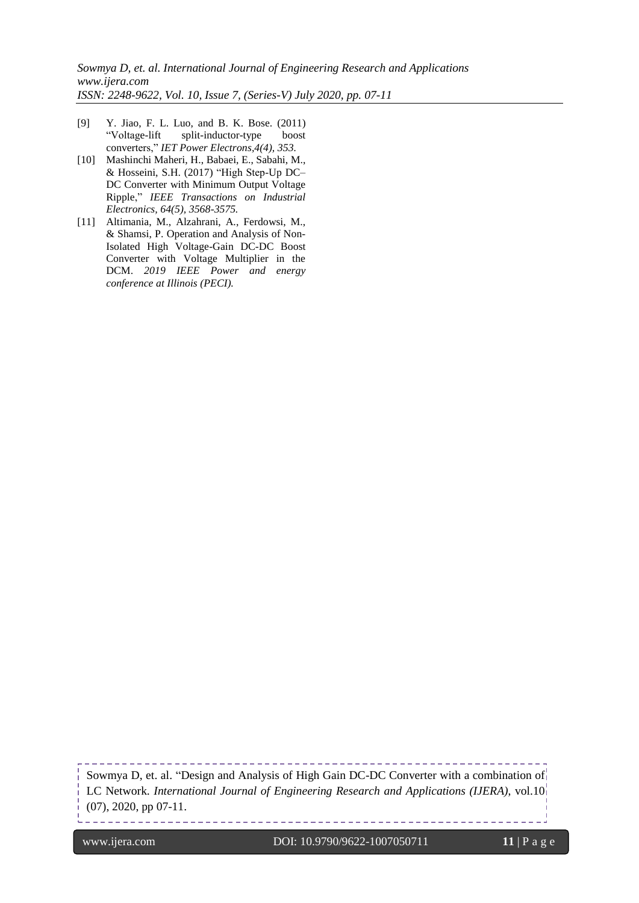[9] Y. Jiao, F. L. Luo, and B. K. Bose. (2011) "Voltage-lift split-inductor-type boost converters," *IET Power Electrons,4(4), 353.*

[10] Mashinchi Maheri, H., Babaei, E., Sabahi, M., & Hosseini, S.H. (2017) "High Step-Up DC–DC Converter with Minimum Output Voltage Ripple," *IEEE Transactions on Industrial Electronics, 64(5), 3568-3575.*

[11] Altimania, M., Alzahrani, A., Ferdowsi, M., & Shamsi, P. Operation and Analysis of Non-Isolated High Voltage-Gain DC-DC Boost Converter with Voltage Multiplier in the DCM. *2019 IEEE Power and energy conference at Illinois (PECI).*

Sowmya D, et. al. "Design and Analysis of High Gain DC-DC Converter with a combination of LC Network. *International Journal of Engineering Research and Applications (IJERA)*, vol.10 (07), 2020, pp 07-11.